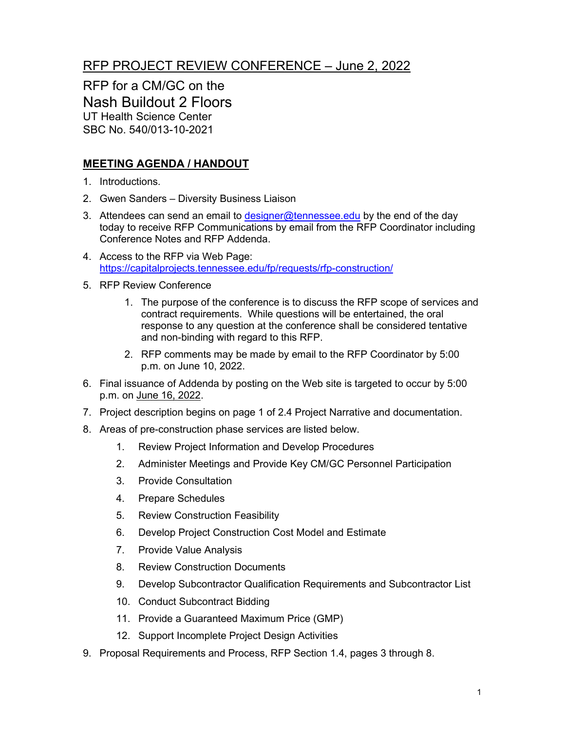# RFP PROJECT REVIEW CONFERENCE – June 2, 2022

## RFP for a CM/GC on the

## Nash Buildout 2 Floors

UT Health Science Center
SBC No. 540/013-10-2021

## **MEETING AGENDA / HANDOUT**

1. Introductions.
2. Gwen Sanders – Diversity Business Liaison
3. Attendees can send an email to designer@tennessee.edu by the end of the day today to receive RFP Communications by email from the RFP Coordinator including Conference Notes and RFP Addenda.
4. Access to the RFP via Web Page: https://capitalprojects.tennessee.edu/fp/requests/rfp-construction/
5. RFP Review Conference
    1. The purpose of the conference is to discuss the RFP scope of services and contract requirements. While questions will be entertained, the oral response to any question at the conference shall be considered tentative and non-binding with regard to this RFP.
    2. RFP comments may be made by email to the RFP Coordinator by 5:00 p.m. on June 10, 2022.
6. Final issuance of Addenda by posting on the Web site is targeted to occur by 5:00 p.m. on June 16, 2022.
7. Project description begins on page 1 of 2.4 Project Narrative and documentation.
8. Areas of pre-construction phase services are listed below.
    1. Review Project Information and Develop Procedures
    2. Administer Meetings and Provide Key CM/GC Personnel Participation
    3. Provide Consultation
    4. Prepare Schedules
    5. Review Construction Feasibility
    6. Develop Project Construction Cost Model and Estimate
    7. Provide Value Analysis
    8. Review Construction Documents
    9. Develop Subcontractor Qualification Requirements and Subcontractor List
    10. Conduct Subcontract Bidding
    11. Provide a Guaranteed Maximum Price (GMP)
    12. Support Incomplete Project Design Activities
9. Proposal Requirements and Process, RFP Section 1.4, pages 3 through 8.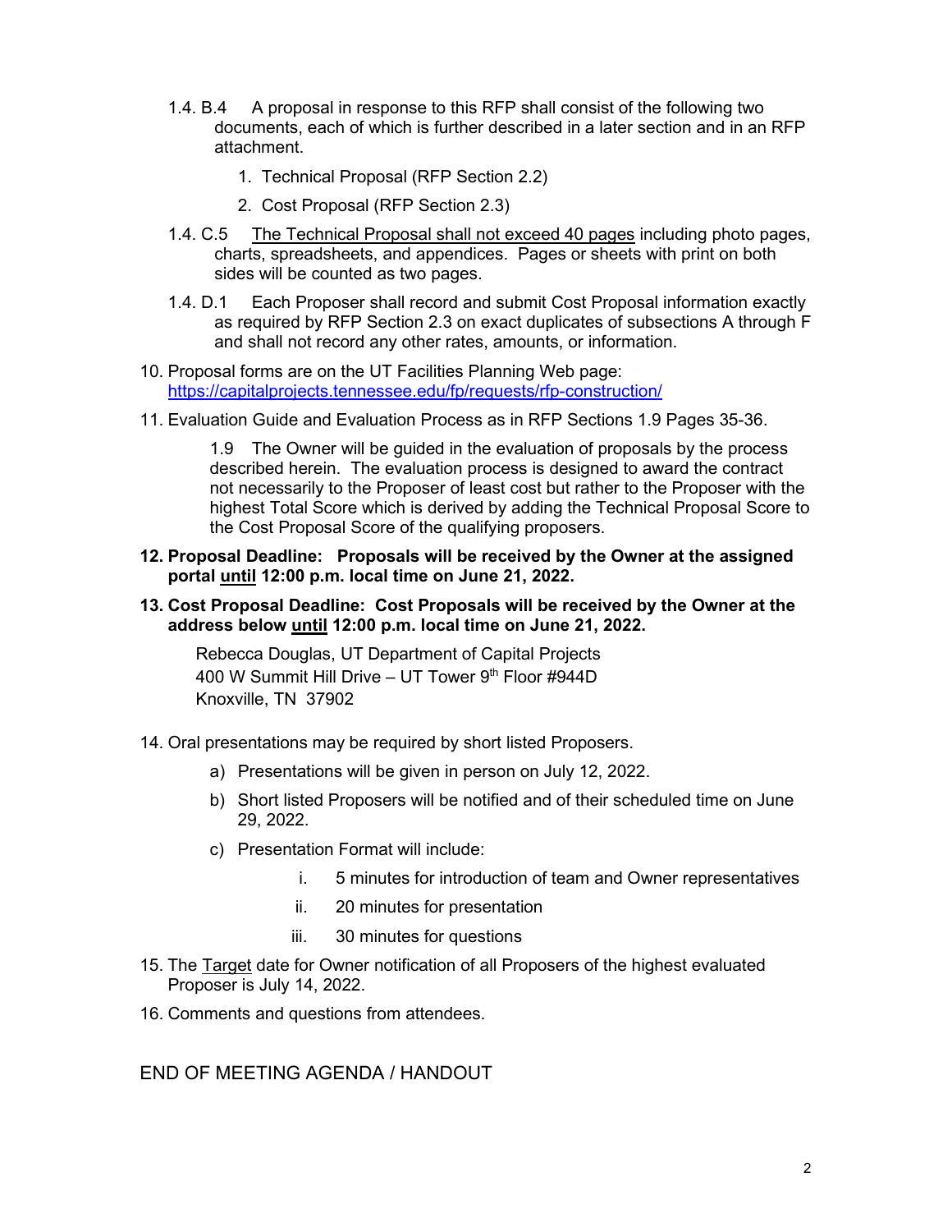1.4. B.4 A proposal in response to this RFP shall consist of the following two documents, each of which is further described in a later section and in an RFP attachment.

1. Technical Proposal (RFP Section 2.2)
2. Cost Proposal (RFP Section 2.3)

1.4. C.5 <u>The Technical Proposal shall not exceed 40 pages</u> including photo pages, charts, spreadsheets, and appendices. Pages or sheets with print on both sides will be counted as two pages.

1.4. D.1 Each Proposer shall record and submit Cost Proposal information exactly as required by RFP Section 2.3 on exact duplicates of subsections A through F and shall not record any other rates, amounts, or information.

10. Proposal forms are on the UT Facilities Planning Web page: [https://capitalprojects.tennessee.edu/fp/requests/rfp-construction/](https://capitalprojects.tennessee.edu/fp/requests/rfp-construction/)

11. Evaluation Guide and Evaluation Process as in RFP Sections 1.9 Pages 35-36.

    1.9 The Owner will be guided in the evaluation of proposals by the process described herein. The evaluation process is designed to award the contract not necessarily to the Proposer of least cost but rather to the Proposer with the highest Total Score which is derived by adding the Technical Proposal Score to the Cost Proposal Score of the qualifying proposers.

12. **Proposal Deadline: Proposals will be received by the Owner at the assigned portal <u>until</u> 12:00 p.m. local time on June 21, 2022.**

13. **Cost Proposal Deadline: Cost Proposals will be received by the Owner at the address below <u>until</u> 12:00 p.m. local time on June 21, 2022.**

    Rebecca Douglas, UT Department of Capital Projects
    400 W Summit Hill Drive – UT Tower 9th Floor #944D
    Knoxville, TN 37902

14. Oral presentations may be required by short listed Proposers.
    a) Presentations will be given in person on July 12, 2022.
    b) Short listed Proposers will be notified and of their scheduled time on June 29, 2022.
    c) Presentation Format will include:
        i. 5 minutes for introduction of team and Owner representatives
        ii. 20 minutes for presentation
        iii. 30 minutes for questions

15. The <u>Target</u> date for Owner notification of all Proposers of the highest evaluated Proposer is July 14, 2022.

16. Comments and questions from attendees.

END OF MEETING AGENDA / HANDOUT